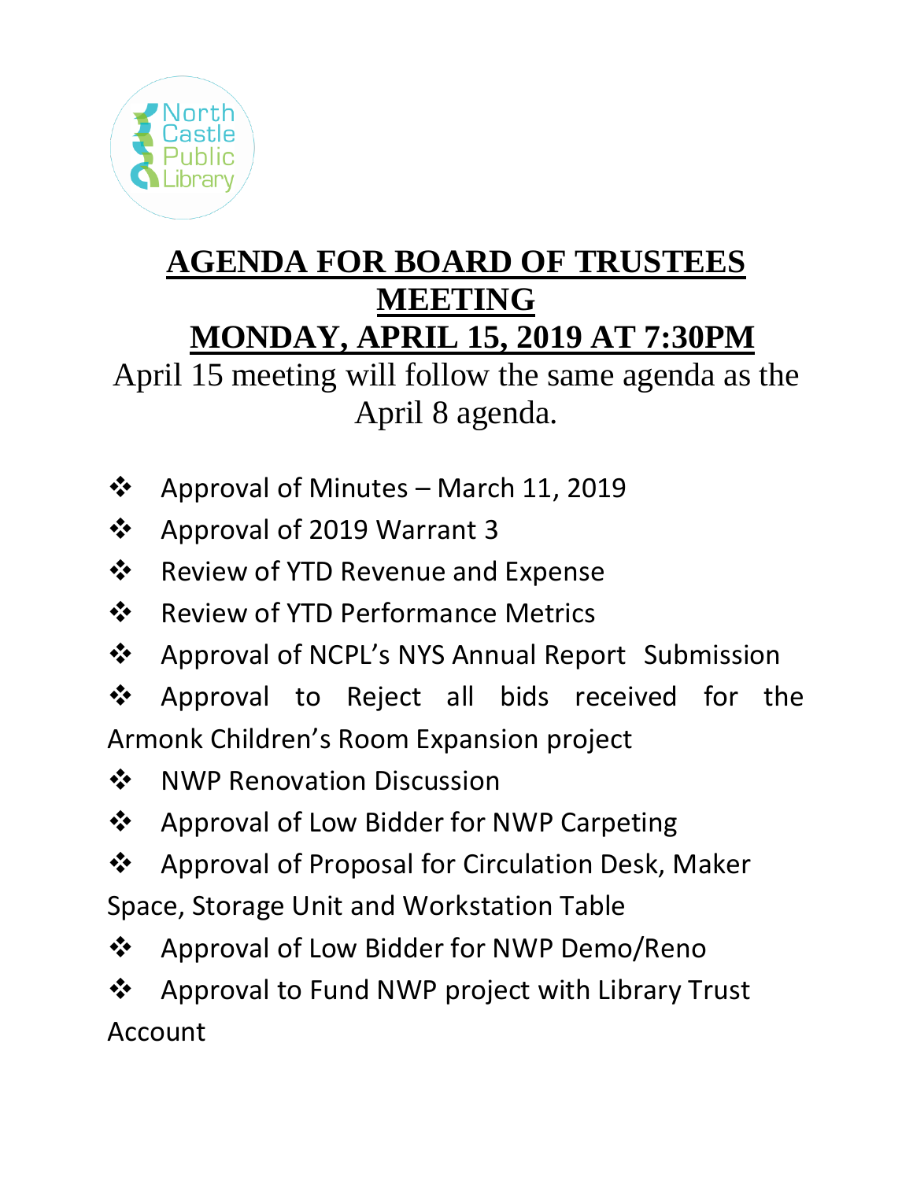# AGENDA FOR BOARD OF TRUSTEES MEETING

# MONDAY, APRIL 15, 2019 AT 7:30PM

April 15 meeting will follow the same agenda as the April 8 agenda.

- Approval of Minutes – March 11, 2019
- Approval of 2019 Warrant 3
- Review of YTD Revenue and Expense
- Review of YTD Performance Metrics
- Approval of NCPL's NYS Annual Report Submission
- Approval to Reject all bids received for the Armonk Children's Room Expansion project
- NWP Renovation Discussion
- Approval of Low Bidder for NWP Carpeting
- Approval of Proposal for Circulation Desk, Maker Space, Storage Unit and Workstation Table
- Approval of Low Bidder for NWP Demo/Reno
- Approval to Fund NWP project with Library Trust Account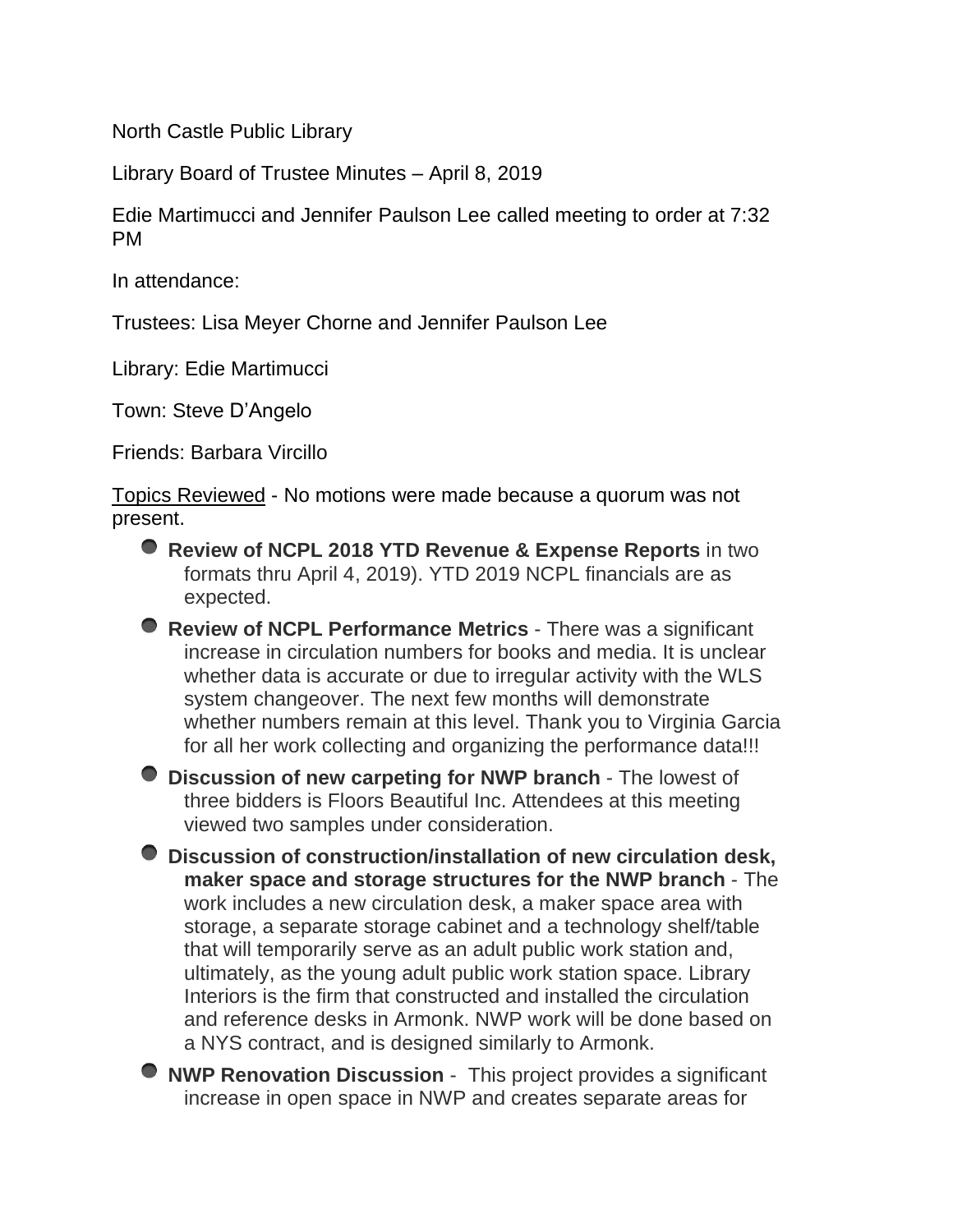North Castle Public Library

Library Board of Trustee Minutes – April 8, 2019

Edie Martimucci and Jennifer Paulson Lee called meeting to order at 7:32 PM

In attendance:

Trustees: Lisa Meyer Chorne and Jennifer Paulson Lee

Library: Edie Martimucci

Town: Steve D'Angelo

Friends: Barbara Vircillo

Topics Reviewed - No motions were made because a quorum was not present.

- **Review of NCPL 2018 YTD Revenue & Expense Reports** in two formats thru April 4, 2019). YTD 2019 NCPL financials are as expected.
- **Review of NCPL Performance Metrics** - There was a significant increase in circulation numbers for books and media. It is unclear whether data is accurate or due to irregular activity with the WLS system changeover. The next few months will demonstrate whether numbers remain at this level. Thank you to Virginia Garcia for all her work collecting and organizing the performance data!!!
- **Discussion of new carpeting for NWP branch** - The lowest of three bidders is Floors Beautiful Inc. Attendees at this meeting viewed two samples under consideration.
- **Discussion of construction/installation of new circulation desk, maker space and storage structures for the NWP branch** - The work includes a new circulation desk, a maker space area with storage, a separate storage cabinet and a technology shelf/table that will temporarily serve as an adult public work station and, ultimately, as the young adult public work station space. Library Interiors is the firm that constructed and installed the circulation and reference desks in Armonk. NWP work will be done based on a NYS contract, and is designed similarly to Armonk.
- **NWP Renovation Discussion** - This project provides a significant increase in open space in NWP and creates separate areas for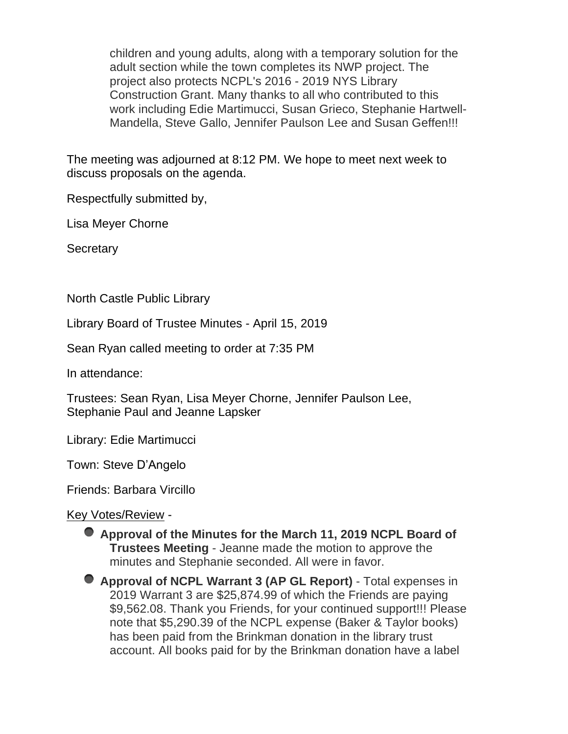children and young adults, along with a temporary solution for the adult section while the town completes its NWP project. The project also protects NCPL's 2016 - 2019 NYS Library Construction Grant. Many thanks to all who contributed to this work including Edie Martimucci, Susan Grieco, Stephanie Hartwell-Mandella, Steve Gallo, Jennifer Paulson Lee and Susan Geffen!!!

The meeting was adjourned at 8:12 PM. We hope to meet next week to discuss proposals on the agenda.

Respectfully submitted by,

Lisa Meyer Chorne

Secretary

North Castle Public Library

Library Board of Trustee Minutes - April 15, 2019

Sean Ryan called meeting to order at 7:35 PM

In attendance:

Trustees: Sean Ryan, Lisa Meyer Chorne, Jennifer Paulson Lee, Stephanie Paul and Jeanne Lapsker

Library: Edie Martimucci

Town: Steve D'Angelo

Friends: Barbara Vircillo

Key Votes/Review -

- **Approval of the Minutes for the March 11, 2019 NCPL Board of Trustees Meeting** - Jeanne made the motion to approve the minutes and Stephanie seconded. All were in favor.
- **Approval of NCPL Warrant 3 (AP GL Report)** - Total expenses in 2019 Warrant 3 are $25,874.99 of which the Friends are paying $9,562.08. Thank you Friends, for your continued support!!! Please note that $5,290.39 of the NCPL expense (Baker & Taylor books) has been paid from the Brinkman donation in the library trust account. All books paid for by the Brinkman donation have a label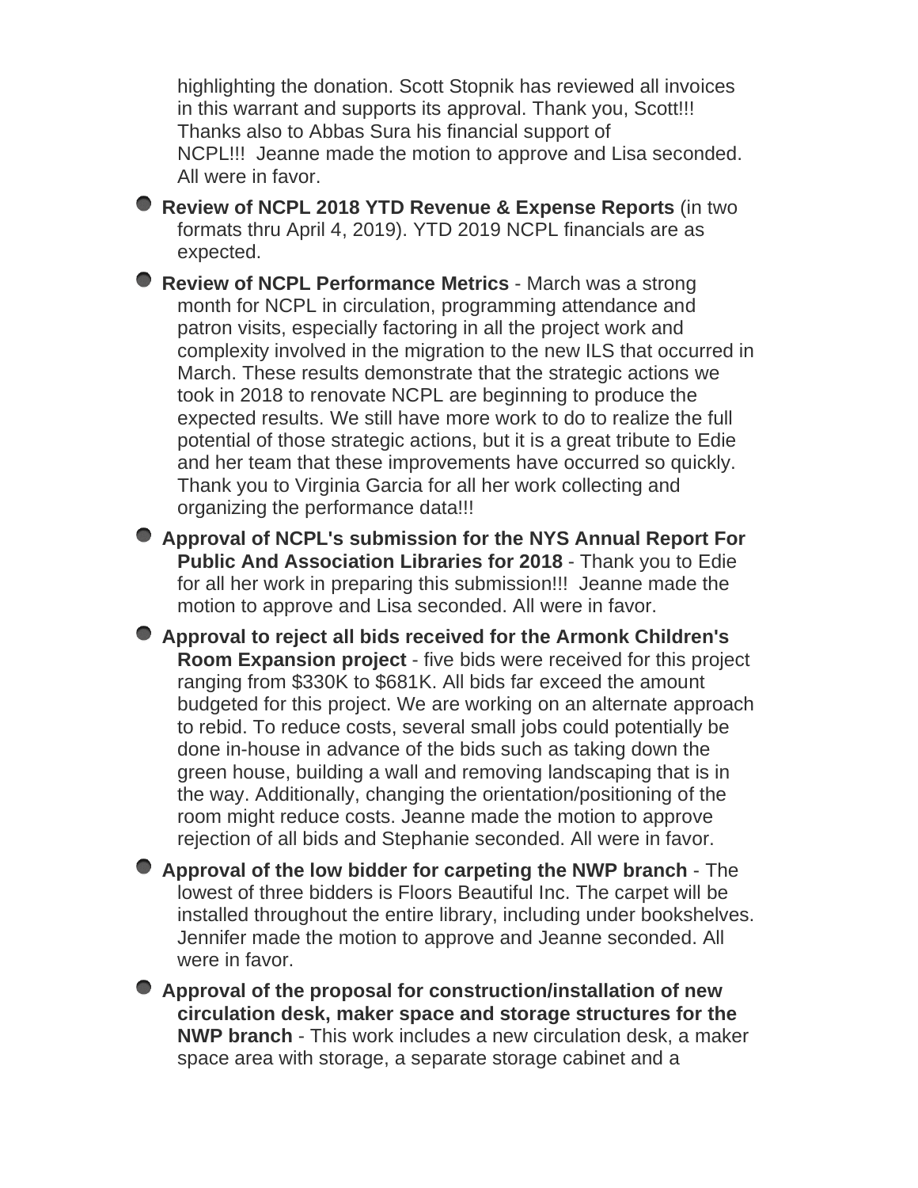highlighting the donation. Scott Stopnik has reviewed all invoices in this warrant and supports its approval. Thank you, Scott!!! Thanks also to Abbas Sura his financial support of NCPL!!!  Jeanne made the motion to approve and Lisa seconded. All were in favor.

- **Review of NCPL 2018 YTD Revenue & Expense Reports** (in two formats thru April 4, 2019). YTD 2019 NCPL financials are as expected.
- **Review of NCPL Performance Metrics** - March was a strong month for NCPL in circulation, programming attendance and patron visits, especially factoring in all the project work and complexity involved in the migration to the new ILS that occurred in March. These results demonstrate that the strategic actions we took in 2018 to renovate NCPL are beginning to produce the expected results. We still have more work to do to realize the full potential of those strategic actions, but it is a great tribute to Edie and her team that these improvements have occurred so quickly. Thank you to Virginia Garcia for all her work collecting and organizing the performance data!!!
- **Approval of NCPL's submission for the NYS Annual Report For Public And Association Libraries for 2018** - Thank you to Edie for all her work in preparing this submission!!!  Jeanne made the motion to approve and Lisa seconded. All were in favor.
- **Approval to reject all bids received for the Armonk Children's Room Expansion project** - five bids were received for this project ranging from $330K to $681K. All bids far exceed the amount budgeted for this project. We are working on an alternate approach to rebid. To reduce costs, several small jobs could potentially be done in-house in advance of the bids such as taking down the green house, building a wall and removing landscaping that is in the way. Additionally, changing the orientation/positioning of the room might reduce costs. Jeanne made the motion to approve rejection of all bids and Stephanie seconded. All were in favor.
- **Approval of the low bidder for carpeting the NWP branch** - The lowest of three bidders is Floors Beautiful Inc. The carpet will be installed throughout the entire library, including under bookshelves. Jennifer made the motion to approve and Jeanne seconded. All were in favor.
- **Approval of the proposal for construction/installation of new circulation desk, maker space and storage structures for the NWP branch** - This work includes a new circulation desk, a maker space area with storage, a separate storage cabinet and a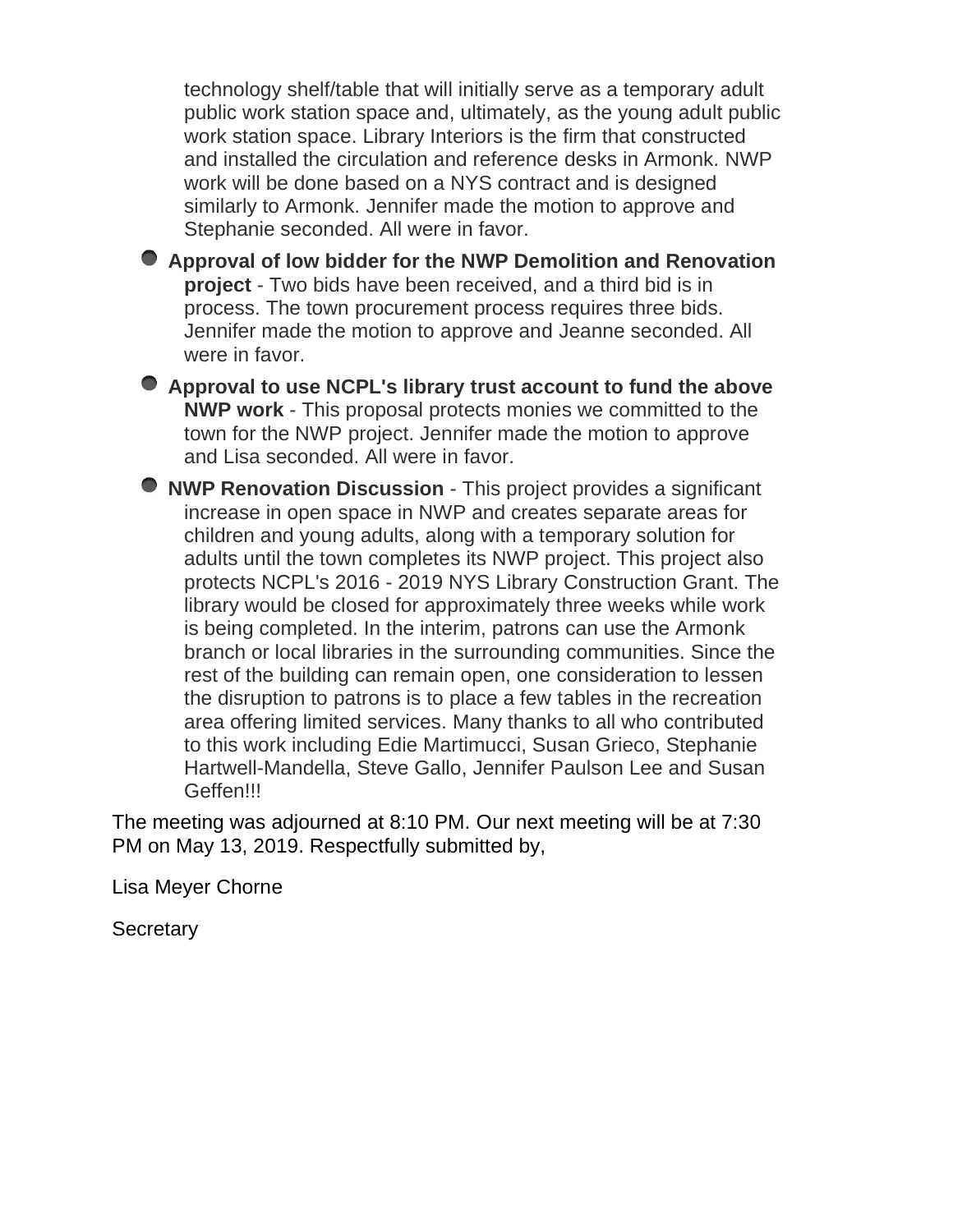technology shelf/table that will initially serve as a temporary adult public work station space and, ultimately, as the young adult public work station space. Library Interiors is the firm that constructed and installed the circulation and reference desks in Armonk. NWP work will be done based on a NYS contract and is designed similarly to Armonk. Jennifer made the motion to approve and Stephanie seconded. All were in favor.

- **Approval of low bidder for the NWP Demolition and Renovation project** - Two bids have been received, and a third bid is in process. The town procurement process requires three bids. Jennifer made the motion to approve and Jeanne seconded. All were in favor.
- **Approval to use NCPL's library trust account to fund the above NWP work** - This proposal protects monies we committed to the town for the NWP project. Jennifer made the motion to approve and Lisa seconded. All were in favor.
- **NWP Renovation Discussion** - This project provides a significant increase in open space in NWP and creates separate areas for children and young adults, along with a temporary solution for adults until the town completes its NWP project. This project also protects NCPL's 2016 - 2019 NYS Library Construction Grant. The library would be closed for approximately three weeks while work is being completed. In the interim, patrons can use the Armonk branch or local libraries in the surrounding communities. Since the rest of the building can remain open, one consideration to lessen the disruption to patrons is to place a few tables in the recreation area offering limited services. Many thanks to all who contributed to this work including Edie Martimucci, Susan Grieco, Stephanie Hartwell-Mandella, Steve Gallo, Jennifer Paulson Lee and Susan Geffen!!!

The meeting was adjourned at 8:10 PM. Our next meeting will be at 7:30 PM on May 13, 2019. Respectfully submitted by,

Lisa Meyer Chorne

Secretary